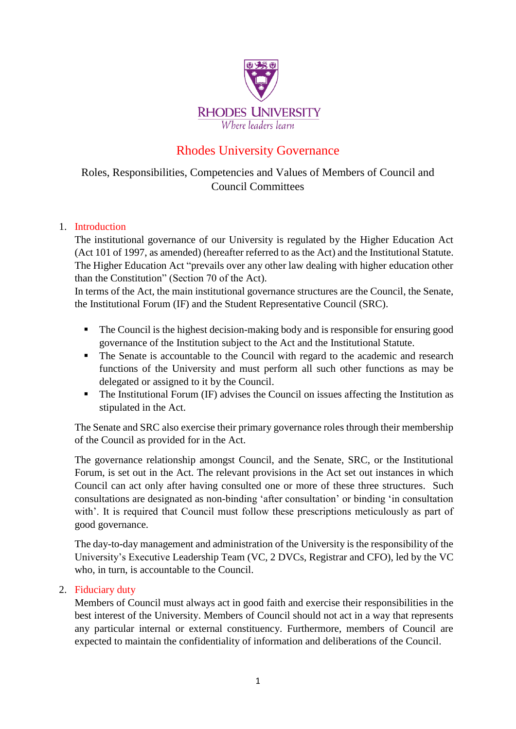RHODES UNIVERSITY
*Where leaders learn*

# Rhodes University Governance

## Roles, Responsibilities, Competencies and Values of Members of Council and Council Committees

### 1. Introduction

The institutional governance of our University is regulated by the Higher Education Act (Act 101 of 1997, as amended) (hereafter referred to as the Act) and the Institutional Statute. The Higher Education Act "prevails over any other law dealing with higher education other than the Constitution" (Section 70 of the Act).

In terms of the Act, the main institutional governance structures are the Council, the Senate, the Institutional Forum (IF) and the Student Representative Council (SRC).

- The Council is the highest decision-making body and is responsible for ensuring good governance of the Institution subject to the Act and the Institutional Statute.
- The Senate is accountable to the Council with regard to the academic and research functions of the University and must perform all such other functions as may be delegated or assigned to it by the Council.
- The Institutional Forum (IF) advises the Council on issues affecting the Institution as stipulated in the Act.

The Senate and SRC also exercise their primary governance roles through their membership of the Council as provided for in the Act.

The governance relationship amongst Council, and the Senate, SRC, or the Institutional Forum, is set out in the Act. The relevant provisions in the Act set out instances in which Council can act only after having consulted one or more of these three structures. Such consultations are designated as non-binding 'after consultation' or binding 'in consultation with'. It is required that Council must follow these prescriptions meticulously as part of good governance.

The day-to-day management and administration of the University is the responsibility of the University's Executive Leadership Team (VC, 2 DVCs, Registrar and CFO), led by the VC who, in turn, is accountable to the Council.

### 2. Fiduciary duty

Members of Council must always act in good faith and exercise their responsibilities in the best interest of the University. Members of Council should not act in a way that represents any particular internal or external constituency. Furthermore, members of Council are expected to maintain the confidentiality of information and deliberations of the Council.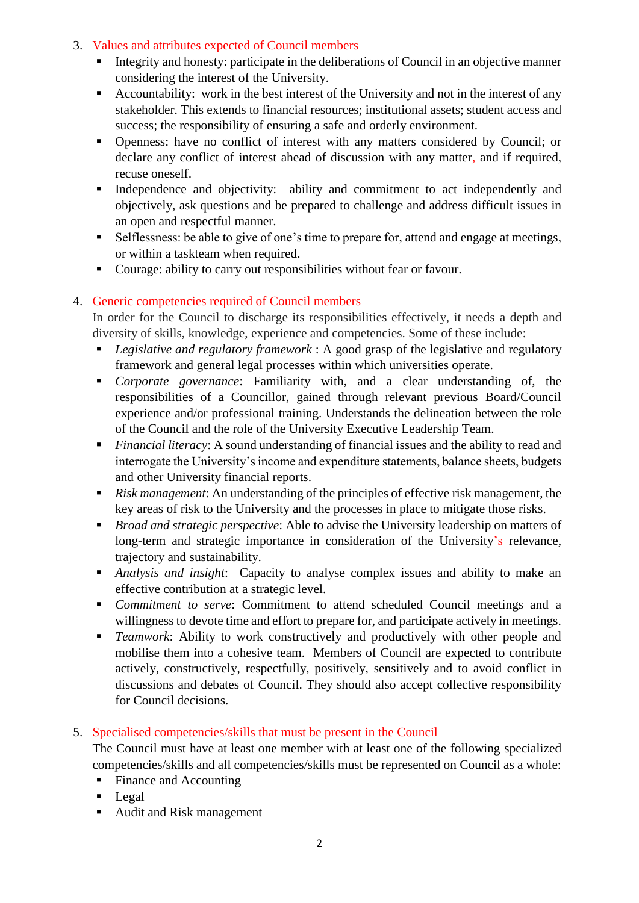3. Values and attributes expected of Council members
   - Integrity and honesty: participate in the deliberations of Council in an objective manner considering the interest of the University.
   - Accountability: work in the best interest of the University and not in the interest of any stakeholder. This extends to financial resources; institutional assets; student access and success; the responsibility of ensuring a safe and orderly environment.
   - Openness: have no conflict of interest with any matters considered by Council; or declare any conflict of interest ahead of discussion with any matter, and if required, recuse oneself.
   - Independence and objectivity: ability and commitment to act independently and objectively, ask questions and be prepared to challenge and address difficult issues in an open and respectful manner.
   - Selflessness: be able to give of one's time to prepare for, attend and engage at meetings, or within a taskteam when required.
   - Courage: ability to carry out responsibilities without fear or favour.

4. Generic competencies required of Council members

   In order for the Council to discharge its responsibilities effectively, it needs a depth and diversity of skills, knowledge, experience and competencies. Some of these include:
   - *Legislative and regulatory framework* : A good grasp of the legislative and regulatory framework and general legal processes within which universities operate.
   - *Corporate governance*: Familiarity with, and a clear understanding of, the responsibilities of a Councillor, gained through relevant previous Board/Council experience and/or professional training. Understands the delineation between the role of the Council and the role of the University Executive Leadership Team.
   - *Financial literacy*: A sound understanding of financial issues and the ability to read and interrogate the University's income and expenditure statements, balance sheets, budgets and other University financial reports.
   - *Risk management*: An understanding of the principles of effective risk management, the key areas of risk to the University and the processes in place to mitigate those risks.
   - *Broad and strategic perspective*: Able to advise the University leadership on matters of long-term and strategic importance in consideration of the University's relevance, trajectory and sustainability.
   - *Analysis and insight*: Capacity to analyse complex issues and ability to make an effective contribution at a strategic level.
   - *Commitment to serve*: Commitment to attend scheduled Council meetings and a willingness to devote time and effort to prepare for, and participate actively in meetings.
   - *Teamwork*: Ability to work constructively and productively with other people and mobilise them into a cohesive team. Members of Council are expected to contribute actively, constructively, respectfully, positively, sensitively and to avoid conflict in discussions and debates of Council. They should also accept collective responsibility for Council decisions.

5. Specialised competencies/skills that must be present in the Council

   The Council must have at least one member with at least one of the following specialized competencies/skills and all competencies/skills must be represented on Council as a whole:
   - Finance and Accounting
   - Legal
   - Audit and Risk management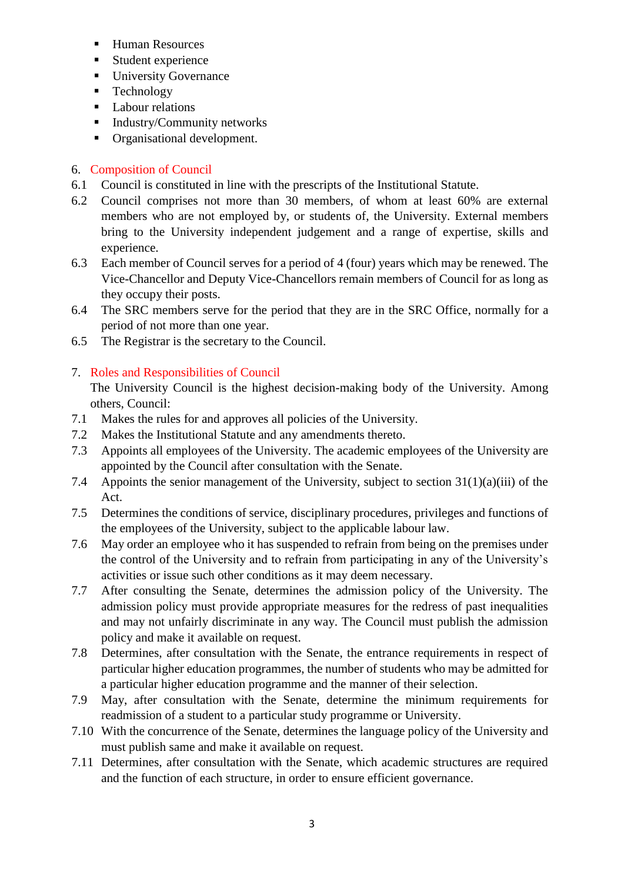- Human Resources
- Student experience
- University Governance
- Technology
- Labour relations
- Industry/Community networks
- Organisational development.

## 6. Composition of Council

6.1 Council is constituted in line with the prescripts of the Institutional Statute.

6.2 Council comprises not more than 30 members, of whom at least 60% are external members who are not employed by, or students of, the University. External members bring to the University independent judgement and a range of expertise, skills and experience.

6.3 Each member of Council serves for a period of 4 (four) years which may be renewed. The Vice-Chancellor and Deputy Vice-Chancellors remain members of Council for as long as they occupy their posts.

6.4 The SRC members serve for the period that they are in the SRC Office, normally for a period of not more than one year.

6.5 The Registrar is the secretary to the Council.

## 7. Roles and Responsibilities of Council

The University Council is the highest decision-making body of the University. Among others, Council:

7.1 Makes the rules for and approves all policies of the University.

7.2 Makes the Institutional Statute and any amendments thereto.

7.3 Appoints all employees of the University. The academic employees of the University are appointed by the Council after consultation with the Senate.

7.4 Appoints the senior management of the University, subject to section 31(1)(a)(iii) of the Act.

7.5 Determines the conditions of service, disciplinary procedures, privileges and functions of the employees of the University, subject to the applicable labour law.

7.6 May order an employee who it has suspended to refrain from being on the premises under the control of the University and to refrain from participating in any of the University's activities or issue such other conditions as it may deem necessary.

7.7 After consulting the Senate, determines the admission policy of the University. The admission policy must provide appropriate measures for the redress of past inequalities and may not unfairly discriminate in any way. The Council must publish the admission policy and make it available on request.

7.8 Determines, after consultation with the Senate, the entrance requirements in respect of particular higher education programmes, the number of students who may be admitted for a particular higher education programme and the manner of their selection.

7.9 May, after consultation with the Senate, determine the minimum requirements for readmission of a student to a particular study programme or University.

7.10 With the concurrence of the Senate, determines the language policy of the University and must publish same and make it available on request.

7.11 Determines, after consultation with the Senate, which academic structures are required and the function of each structure, in order to ensure efficient governance.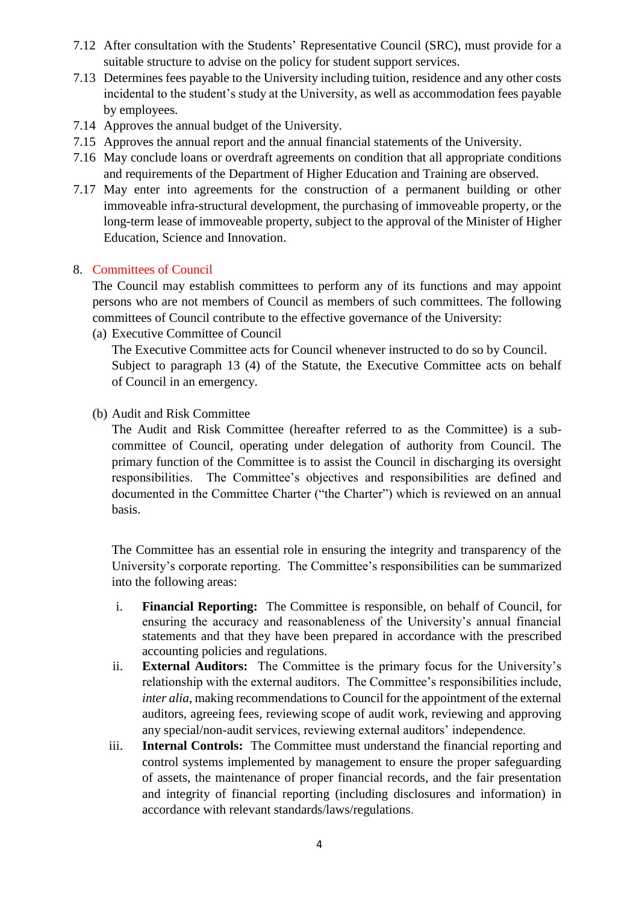7.12 After consultation with the Students' Representative Council (SRC), must provide for a suitable structure to advise on the policy for student support services.

7.13 Determines fees payable to the University including tuition, residence and any other costs incidental to the student's study at the University, as well as accommodation fees payable by employees.

7.14 Approves the annual budget of the University.

7.15 Approves the annual report and the annual financial statements of the University.

7.16 May conclude loans or overdraft agreements on condition that all appropriate conditions and requirements of the Department of Higher Education and Training are observed.

7.17 May enter into agreements for the construction of a permanent building or other immoveable infra-structural development, the purchasing of immoveable property, or the long-term lease of immoveable property, subject to the approval of the Minister of Higher Education, Science and Innovation.

## 8. Committees of Council

The Council may establish committees to perform any of its functions and may appoint persons who are not members of Council as members of such committees. The following committees of Council contribute to the effective governance of the University:

(a) Executive Committee of Council

The Executive Committee acts for Council whenever instructed to do so by Council. Subject to paragraph 13 (4) of the Statute, the Executive Committee acts on behalf of Council in an emergency.

(b) Audit and Risk Committee

The Audit and Risk Committee (hereafter referred to as the Committee) is a sub-committee of Council, operating under delegation of authority from Council. The primary function of the Committee is to assist the Council in discharging its oversight responsibilities. The Committee's objectives and responsibilities are defined and documented in the Committee Charter ("the Charter") which is reviewed on an annual basis.

The Committee has an essential role in ensuring the integrity and transparency of the University's corporate reporting. The Committee's responsibilities can be summarized into the following areas:

i. **Financial Reporting:** The Committee is responsible, on behalf of Council, for ensuring the accuracy and reasonableness of the University's annual financial statements and that they have been prepared in accordance with the prescribed accounting policies and regulations.

ii. **External Auditors:** The Committee is the primary focus for the University's relationship with the external auditors. The Committee's responsibilities include, *inter alia*, making recommendations to Council for the appointment of the external auditors, agreeing fees, reviewing scope of audit work, reviewing and approving any special/non-audit services, reviewing external auditors' independence.

iii. **Internal Controls:** The Committee must understand the financial reporting and control systems implemented by management to ensure the proper safeguarding of assets, the maintenance of proper financial records, and the fair presentation and integrity of financial reporting (including disclosures and information) in accordance with relevant standards/laws/regulations.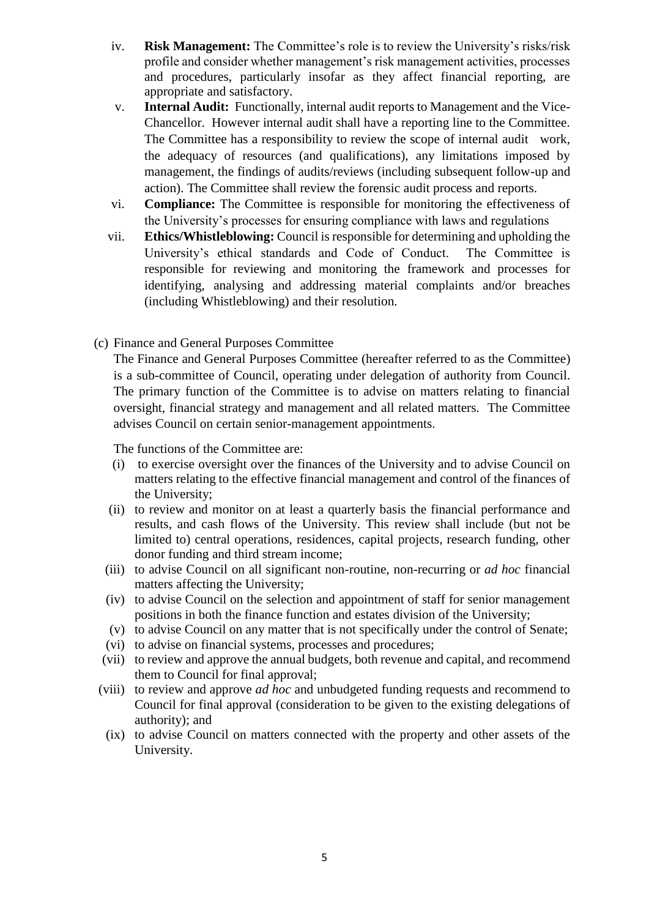iv. **Risk Management:** The Committee's role is to review the University's risks/risk profile and consider whether management's risk management activities, processes and procedures, particularly insofar as they affect financial reporting, are appropriate and satisfactory.

v. **Internal Audit:** Functionally, internal audit reports to Management and the Vice-Chancellor. However internal audit shall have a reporting line to the Committee. The Committee has a responsibility to review the scope of internal audit work, the adequacy of resources (and qualifications), any limitations imposed by management, the findings of audits/reviews (including subsequent follow-up and action). The Committee shall review the forensic audit process and reports.

vi. **Compliance:** The Committee is responsible for monitoring the effectiveness of the University's processes for ensuring compliance with laws and regulations

vii. **Ethics/Whistleblowing:** Council is responsible for determining and upholding the University's ethical standards and Code of Conduct. The Committee is responsible for reviewing and monitoring the framework and processes for identifying, analysing and addressing material complaints and/or breaches (including Whistleblowing) and their resolution.

(c) Finance and General Purposes Committee

The Finance and General Purposes Committee (hereafter referred to as the Committee) is a sub-committee of Council, operating under delegation of authority from Council. The primary function of the Committee is to advise on matters relating to financial oversight, financial strategy and management and all related matters. The Committee advises Council on certain senior-management appointments.

The functions of the Committee are:

(i) to exercise oversight over the finances of the University and to advise Council on matters relating to the effective financial management and control of the finances of the University;

(ii) to review and monitor on at least a quarterly basis the financial performance and results, and cash flows of the University. This review shall include (but not be limited to) central operations, residences, capital projects, research funding, other donor funding and third stream income;

(iii) to advise Council on all significant non-routine, non-recurring or *ad hoc* financial matters affecting the University;

(iv) to advise Council on the selection and appointment of staff for senior management positions in both the finance function and estates division of the University;

(v) to advise Council on any matter that is not specifically under the control of Senate;

(vi) to advise on financial systems, processes and procedures;

(vii) to review and approve the annual budgets, both revenue and capital, and recommend them to Council for final approval;

(viii) to review and approve *ad hoc* and unbudgeted funding requests and recommend to Council for final approval (consideration to be given to the existing delegations of authority); and

(ix) to advise Council on matters connected with the property and other assets of the University.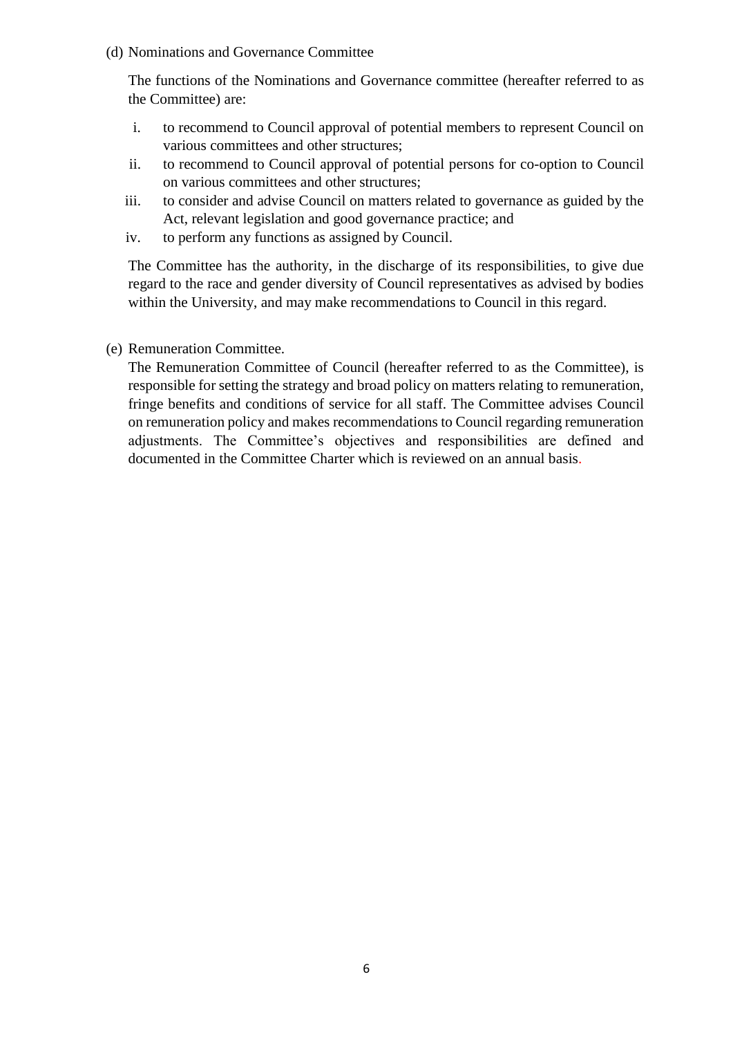(d) Nominations and Governance Committee

The functions of the Nominations and Governance committee (hereafter referred to as the Committee) are:

i. to recommend to Council approval of potential members to represent Council on various committees and other structures;
ii. to recommend to Council approval of potential persons for co-option to Council on various committees and other structures;
iii. to consider and advise Council on matters related to governance as guided by the Act, relevant legislation and good governance practice; and
iv. to perform any functions as assigned by Council.

The Committee has the authority, in the discharge of its responsibilities, to give due regard to the race and gender diversity of Council representatives as advised by bodies within the University, and may make recommendations to Council in this regard.

(e) Remuneration Committee.

The Remuneration Committee of Council (hereafter referred to as the Committee), is responsible for setting the strategy and broad policy on matters relating to remuneration, fringe benefits and conditions of service for all staff. The Committee advises Council on remuneration policy and makes recommendations to Council regarding remuneration adjustments. The Committee's objectives and responsibilities are defined and documented in the Committee Charter which is reviewed on an annual basis.